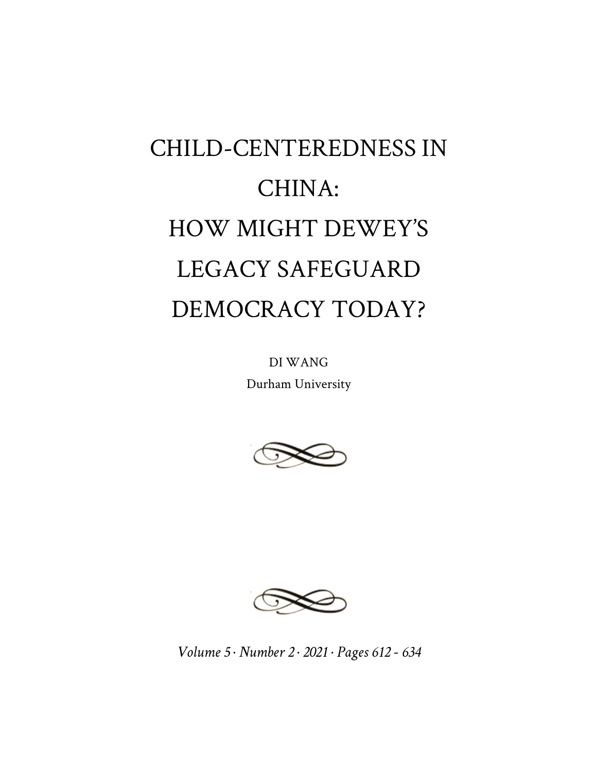# CHILD-CENTEREDNESS IN CHINA: HOW MIGHT DEWEY'S LEGACY SAFEGUARD DEMOCRACY TODAY?

DI WANG

Durham University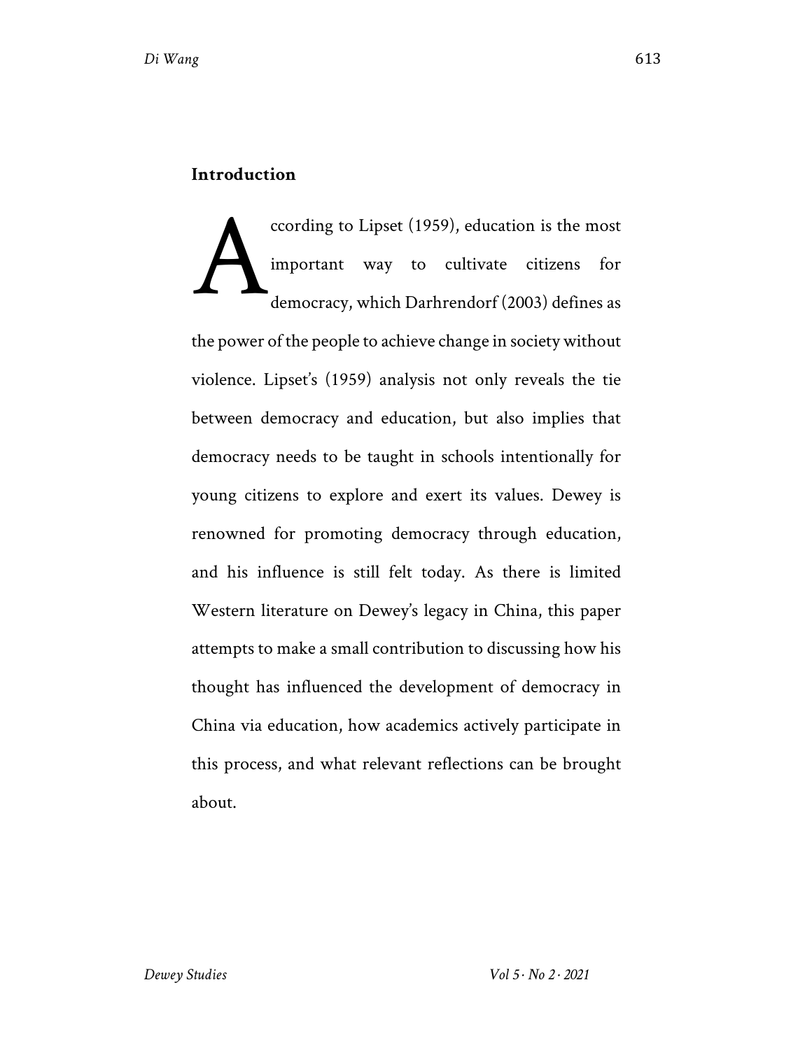## Introduction

According to Lipset (1959), education is the most important way to cultivate citizens for democracy, which Darhrendorf (2003) defines as the power of the people to achieve change in society without violence. Lipset's (1959) analysis not only reveals the tie between democracy and education, but also implies that democracy needs to be taught in schools intentionally for young citizens to explore and exert its values. Dewey is renowned for promoting democracy through education, and his influence is still felt today. As there is limited Western literature on Dewey's legacy in China, this paper attempts to make a small contribution to discussing how his thought has influenced the development of democracy in China via education, how academics actively participate in this process, and what relevant reflections can be brought about.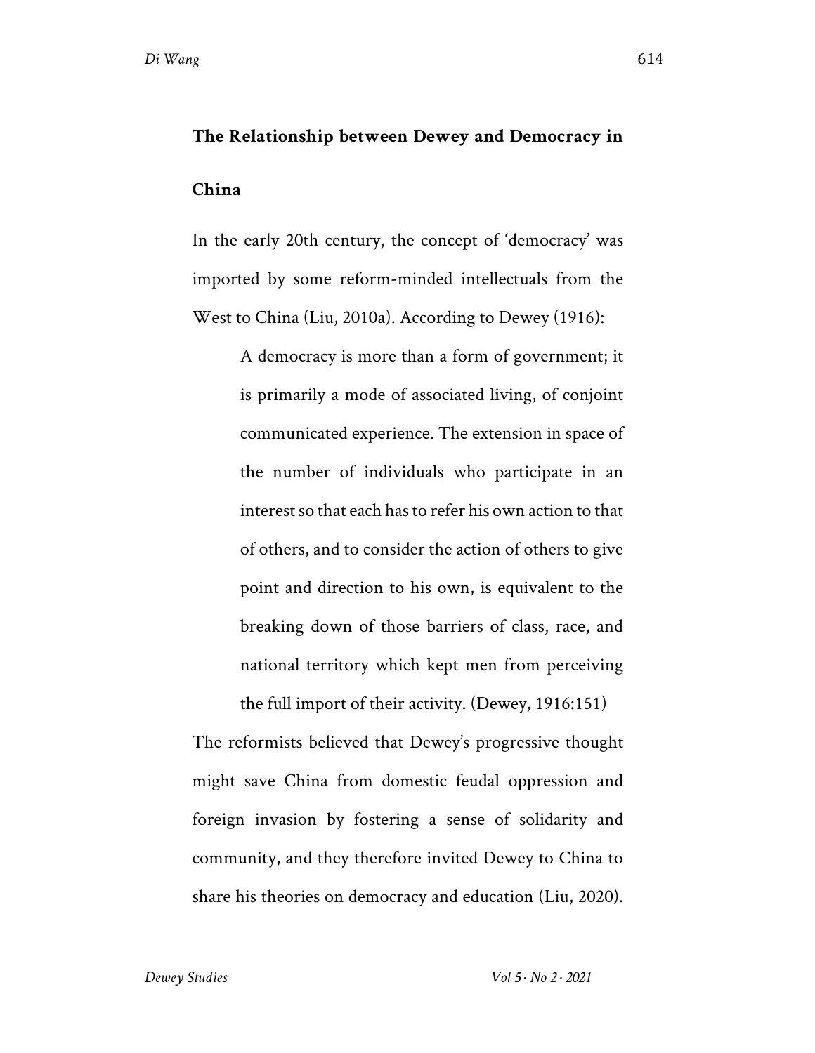## The Relationship between Dewey and Democracy in China

In the early 20th century, the concept of 'democracy' was imported by some reform-minded intellectuals from the West to China (Liu, 2010a). According to Dewey (1916):

> A democracy is more than a form of government; it is primarily a mode of associated living, of conjoint communicated experience. The extension in space of the number of individuals who participate in an interest so that each has to refer his own action to that of others, and to consider the action of others to give point and direction to his own, is equivalent to the breaking down of those barriers of class, race, and national territory which kept men from perceiving the full import of their activity. (Dewey, 1916:151)

The reformists believed that Dewey's progressive thought might save China from domestic feudal oppression and foreign invasion by fostering a sense of solidarity and community, and they therefore invited Dewey to China to share his theories on democracy and education (Liu, 2020).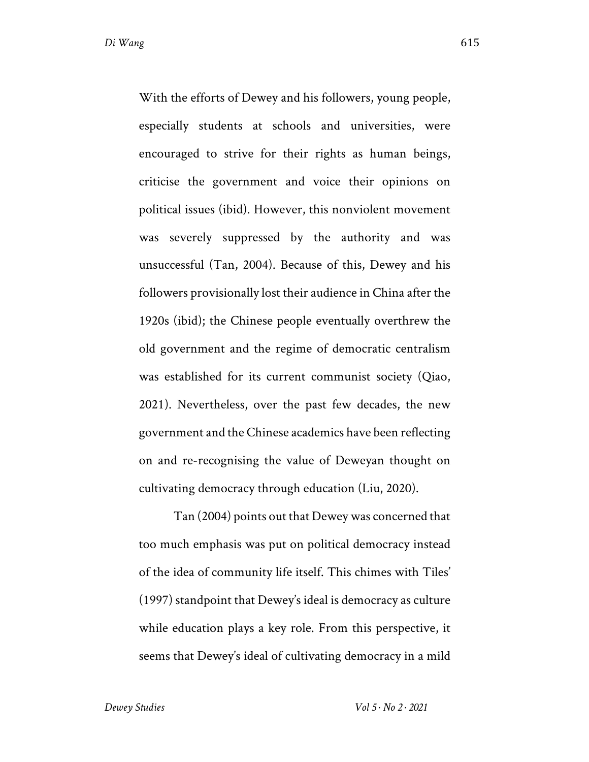With the efforts of Dewey and his followers, young people, especially students at schools and universities, were encouraged to strive for their rights as human beings, criticise the government and voice their opinions on political issues (ibid). However, this nonviolent movement was severely suppressed by the authority and was unsuccessful (Tan, 2004). Because of this, Dewey and his followers provisionally lost their audience in China after the 1920s (ibid); the Chinese people eventually overthrew the old government and the regime of democratic centralism was established for its current communist society (Qiao, 2021). Nevertheless, over the past few decades, the new government and the Chinese academics have been reflecting on and re-recognising the value of Deweyan thought on cultivating democracy through education (Liu, 2020).

Tan (2004) points out that Dewey was concerned that too much emphasis was put on political democracy instead of the idea of community life itself. This chimes with Tiles' (1997) standpoint that Dewey's ideal is democracy as culture while education plays a key role. From this perspective, it seems that Dewey's ideal of cultivating democracy in a mild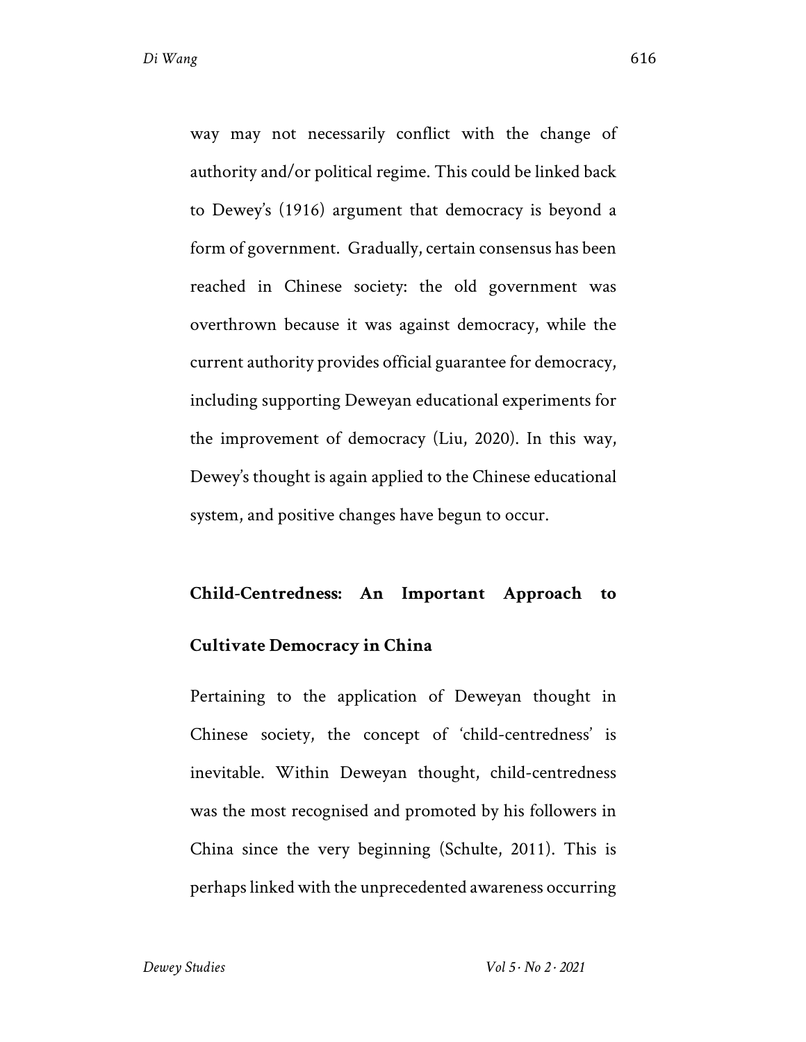way may not necessarily conflict with the change of authority and/or political regime. This could be linked back to Dewey's (1916) argument that democracy is beyond a form of government. Gradually, certain consensus has been reached in Chinese society: the old government was overthrown because it was against democracy, while the current authority provides official guarantee for democracy, including supporting Deweyan educational experiments for the improvement of democracy (Liu, 2020). In this way, Dewey's thought is again applied to the Chinese educational system, and positive changes have begun to occur.

## Child-Centredness: An Important Approach to Cultivate Democracy in China

Pertaining to the application of Deweyan thought in Chinese society, the concept of 'child-centredness' is inevitable. Within Deweyan thought, child-centredness was the most recognised and promoted by his followers in China since the very beginning (Schulte, 2011). This is perhaps linked with the unprecedented awareness occurring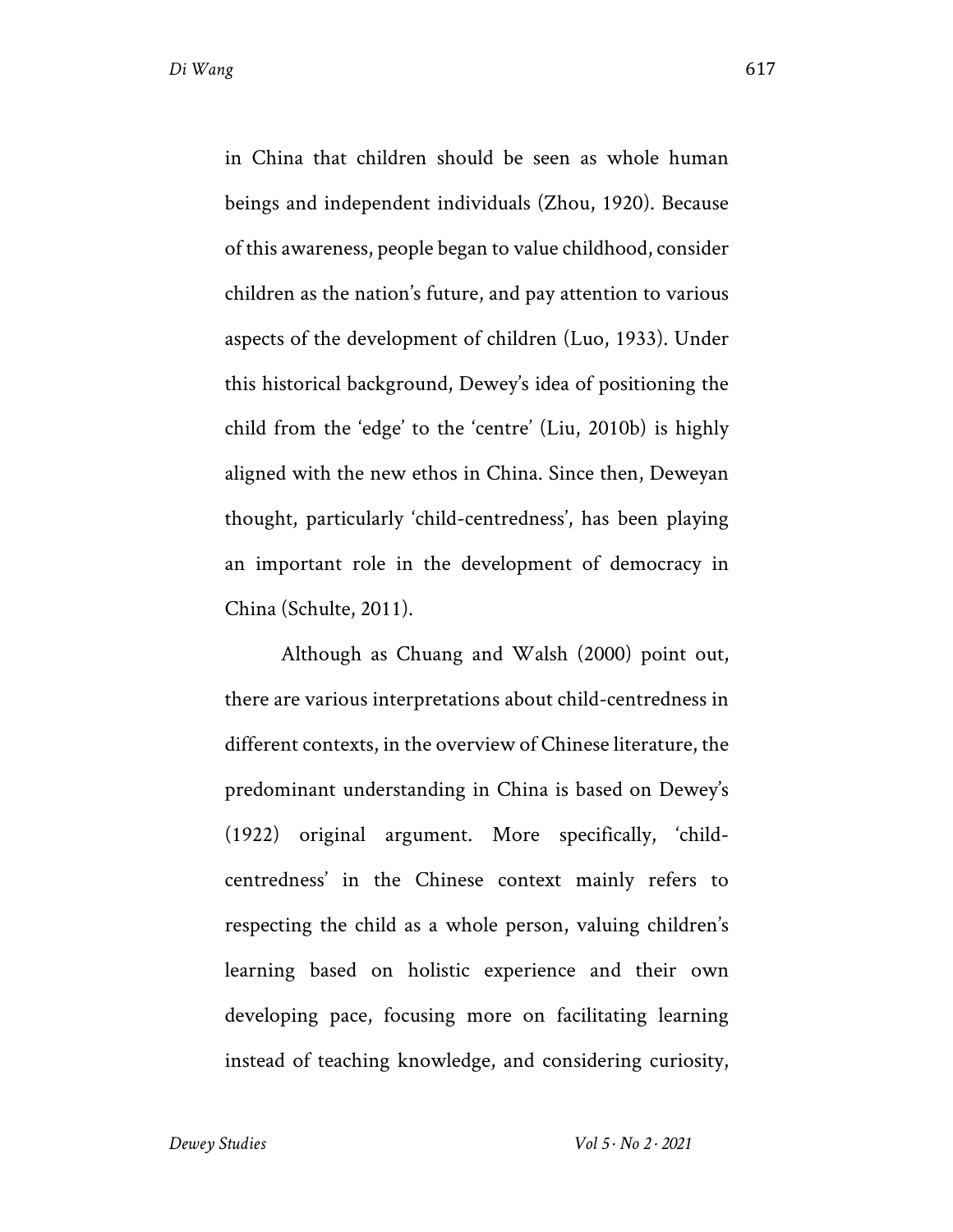in China that children should be seen as whole human beings and independent individuals (Zhou, 1920). Because of this awareness, people began to value childhood, consider children as the nation's future, and pay attention to various aspects of the development of children (Luo, 1933). Under this historical background, Dewey's idea of positioning the child from the 'edge' to the 'centre' (Liu, 2010b) is highly aligned with the new ethos in China. Since then, Deweyan thought, particularly 'child-centredness', has been playing an important role in the development of democracy in China (Schulte, 2011).

Although as Chuang and Walsh (2000) point out, there are various interpretations about child-centredness in different contexts, in the overview of Chinese literature, the predominant understanding in China is based on Dewey's (1922) original argument. More specifically, 'child-centredness' in the Chinese context mainly refers to respecting the child as a whole person, valuing children's learning based on holistic experience and their own developing pace, focusing more on facilitating learning instead of teaching knowledge, and considering curiosity,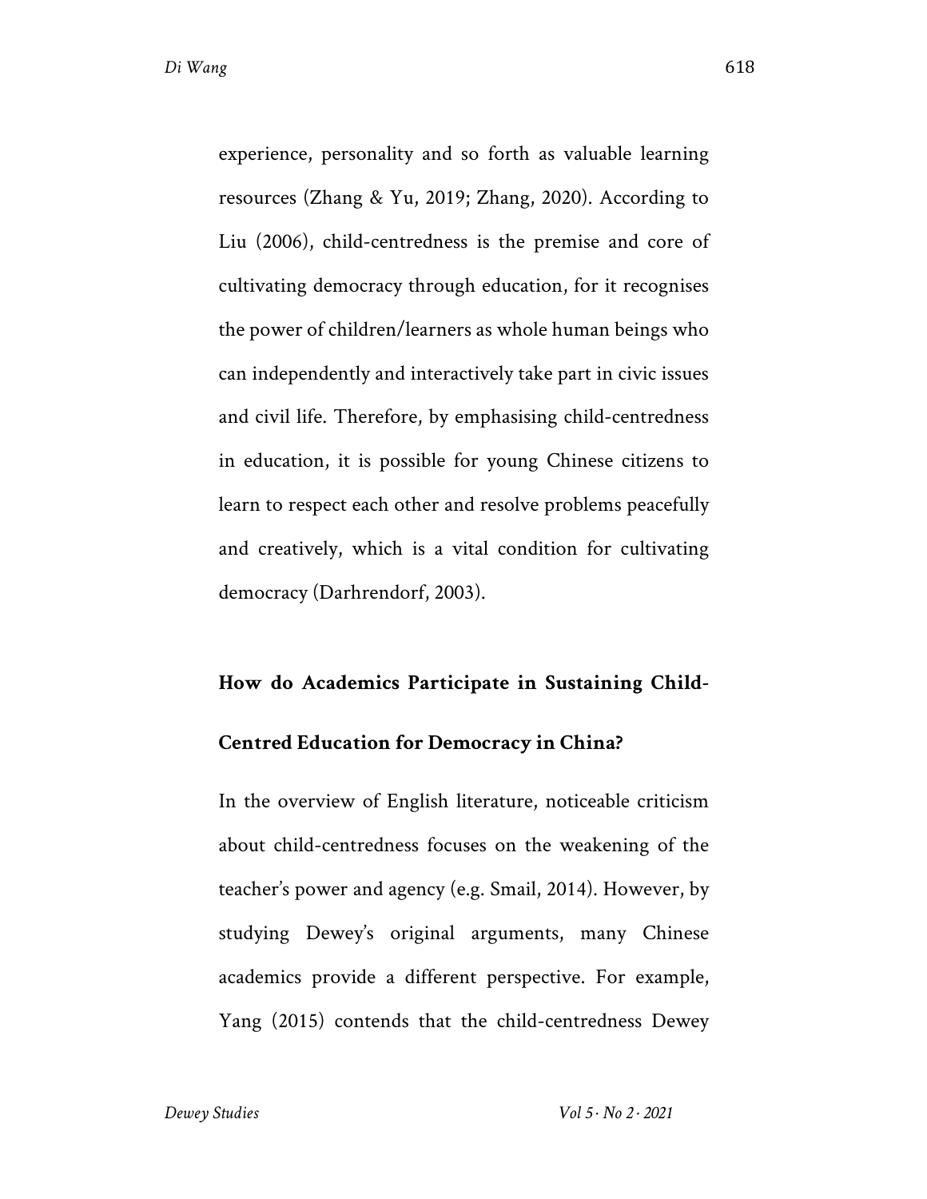experience, personality and so forth as valuable learning resources (Zhang & Yu, 2019; Zhang, 2020). According to Liu (2006), child-centredness is the premise and core of cultivating democracy through education, for it recognises the power of children/learners as whole human beings who can independently and interactively take part in civic issues and civil life. Therefore, by emphasising child-centredness in education, it is possible for young Chinese citizens to learn to respect each other and resolve problems peacefully and creatively, which is a vital condition for cultivating democracy (Darhrendorf, 2003).

## How do Academics Participate in Sustaining Child-Centred Education for Democracy in China?

In the overview of English literature, noticeable criticism about child-centredness focuses on the weakening of the teacher's power and agency (e.g. Smail, 2014). However, by studying Dewey's original arguments, many Chinese academics provide a different perspective. For example, Yang (2015) contends that the child-centredness Dewey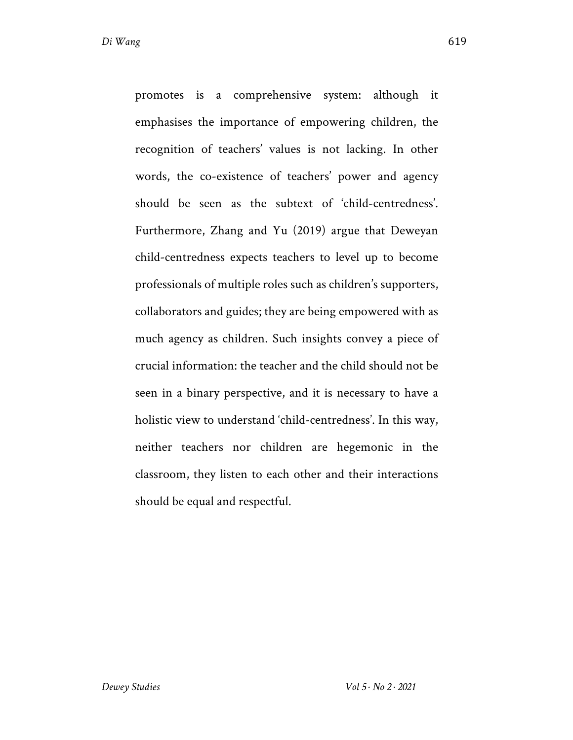promotes is a comprehensive system: although it emphasises the importance of empowering children, the recognition of teachers' values is not lacking. In other words, the co-existence of teachers' power and agency should be seen as the subtext of 'child-centredness'. Furthermore, Zhang and Yu (2019) argue that Deweyan child-centredness expects teachers to level up to become professionals of multiple roles such as children's supporters, collaborators and guides; they are being empowered with as much agency as children. Such insights convey a piece of crucial information: the teacher and the child should not be seen in a binary perspective, and it is necessary to have a holistic view to understand 'child-centredness'. In this way, neither teachers nor children are hegemonic in the classroom, they listen to each other and their interactions should be equal and respectful.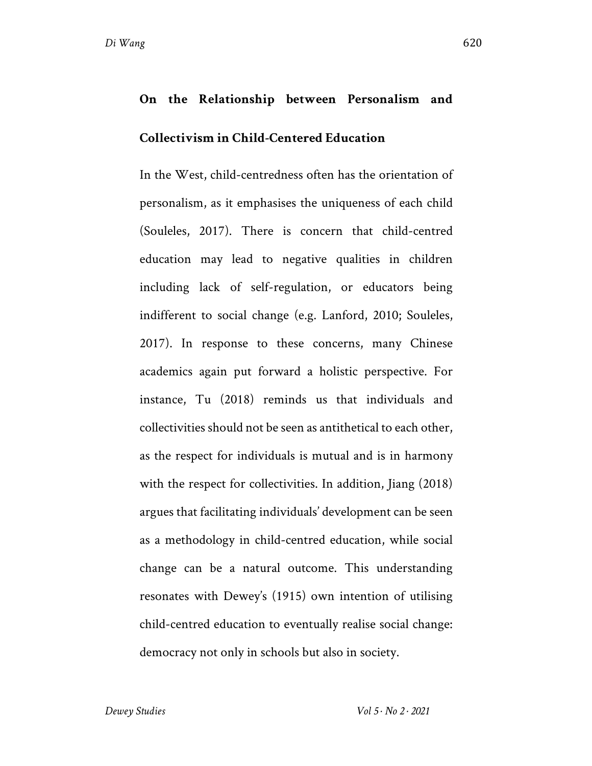### On the Relationship between Personalism and Collectivism in Child-Centered Education

In the West, child-centredness often has the orientation of personalism, as it emphasises the uniqueness of each child (Souleles, 2017). There is concern that child-centred education may lead to negative qualities in children including lack of self-regulation, or educators being indifferent to social change (e.g. Lanford, 2010; Souleles, 2017). In response to these concerns, many Chinese academics again put forward a holistic perspective. For instance, Tu (2018) reminds us that individuals and collectivities should not be seen as antithetical to each other, as the respect for individuals is mutual and is in harmony with the respect for collectivities. In addition, Jiang (2018) argues that facilitating individuals' development can be seen as a methodology in child-centred education, while social change can be a natural outcome. This understanding resonates with Dewey's (1915) own intention of utilising child-centred education to eventually realise social change: democracy not only in schools but also in society.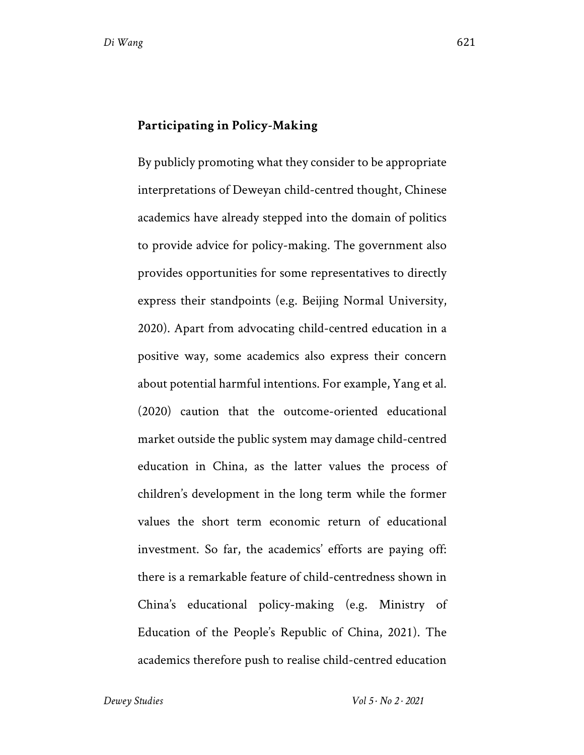## Participating in Policy-Making

By publicly promoting what they consider to be appropriate interpretations of Deweyan child-centred thought, Chinese academics have already stepped into the domain of politics to provide advice for policy-making. The government also provides opportunities for some representatives to directly express their standpoints (e.g. Beijing Normal University, 2020). Apart from advocating child-centred education in a positive way, some academics also express their concern about potential harmful intentions. For example, Yang et al. (2020) caution that the outcome-oriented educational market outside the public system may damage child-centred education in China, as the latter values the process of children's development in the long term while the former values the short term economic return of educational investment. So far, the academics' efforts are paying off: there is a remarkable feature of child-centredness shown in China's educational policy-making (e.g. Ministry of Education of the People's Republic of China, 2021). The academics therefore push to realise child-centred education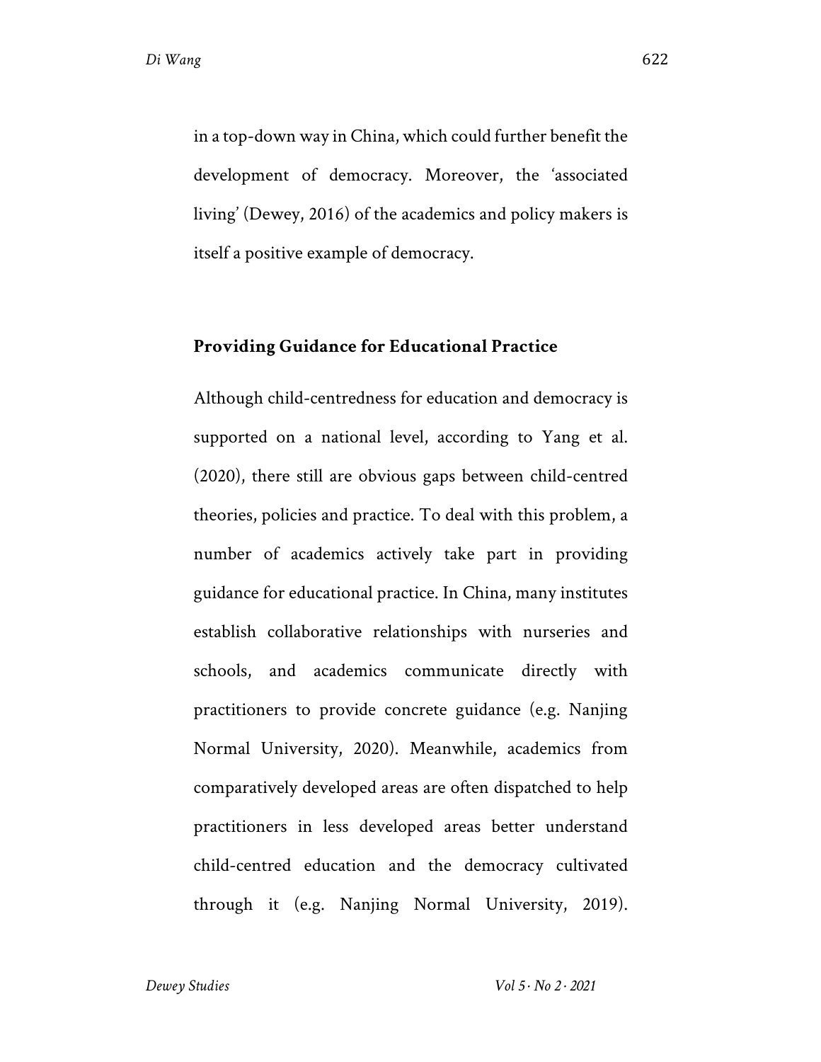in a top-down way in China, which could further benefit the development of democracy. Moreover, the 'associated living' (Dewey, 2016) of the academics and policy makers is itself a positive example of democracy.

## Providing Guidance for Educational Practice

Although child-centredness for education and democracy is supported on a national level, according to Yang et al. (2020), there still are obvious gaps between child-centred theories, policies and practice. To deal with this problem, a number of academics actively take part in providing guidance for educational practice. In China, many institutes establish collaborative relationships with nurseries and schools, and academics communicate directly with practitioners to provide concrete guidance (e.g. Nanjing Normal University, 2020). Meanwhile, academics from comparatively developed areas are often dispatched to help practitioners in less developed areas better understand child-centred education and the democracy cultivated through it (e.g. Nanjing Normal University, 2019).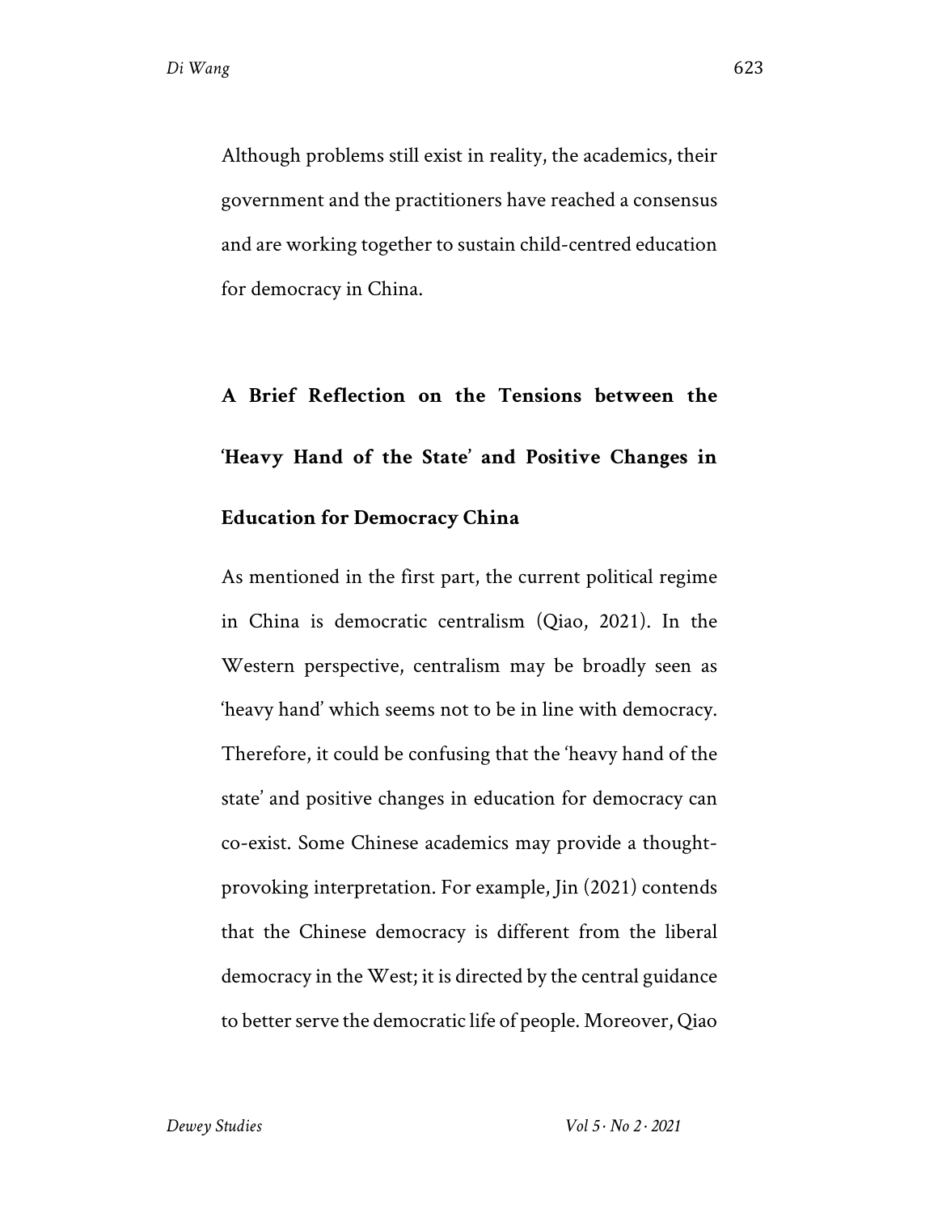Although problems still exist in reality, the academics, their government and the practitioners have reached a consensus and are working together to sustain child-centred education for democracy in China.

## A Brief Reflection on the Tensions between the 'Heavy Hand of the State' and Positive Changes in Education for Democracy China

As mentioned in the first part, the current political regime in China is democratic centralism (Qiao, 2021). In the Western perspective, centralism may be broadly seen as 'heavy hand' which seems not to be in line with democracy. Therefore, it could be confusing that the 'heavy hand of the state' and positive changes in education for democracy can co-exist. Some Chinese academics may provide a thought-provoking interpretation. For example, Jin (2021) contends that the Chinese democracy is different from the liberal democracy in the West; it is directed by the central guidance to better serve the democratic life of people. Moreover, Qiao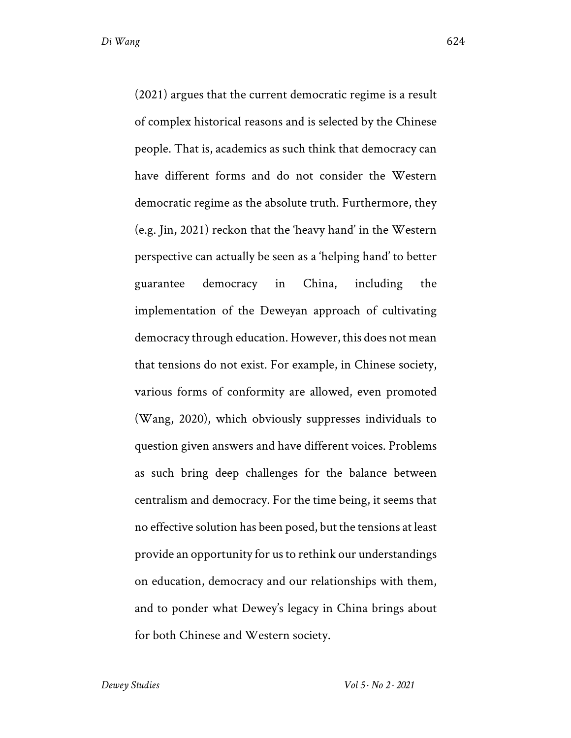(2021) argues that the current democratic regime is a result of complex historical reasons and is selected by the Chinese people. That is, academics as such think that democracy can have different forms and do not consider the Western democratic regime as the absolute truth. Furthermore, they (e.g. Jin, 2021) reckon that the 'heavy hand' in the Western perspective can actually be seen as a 'helping hand' to better guarantee democracy in China, including the implementation of the Deweyan approach of cultivating democracy through education. However, this does not mean that tensions do not exist. For example, in Chinese society, various forms of conformity are allowed, even promoted (Wang, 2020), which obviously suppresses individuals to question given answers and have different voices. Problems as such bring deep challenges for the balance between centralism and democracy. For the time being, it seems that no effective solution has been posed, but the tensions at least provide an opportunity for us to rethink our understandings on education, democracy and our relationships with them, and to ponder what Dewey's legacy in China brings about for both Chinese and Western society.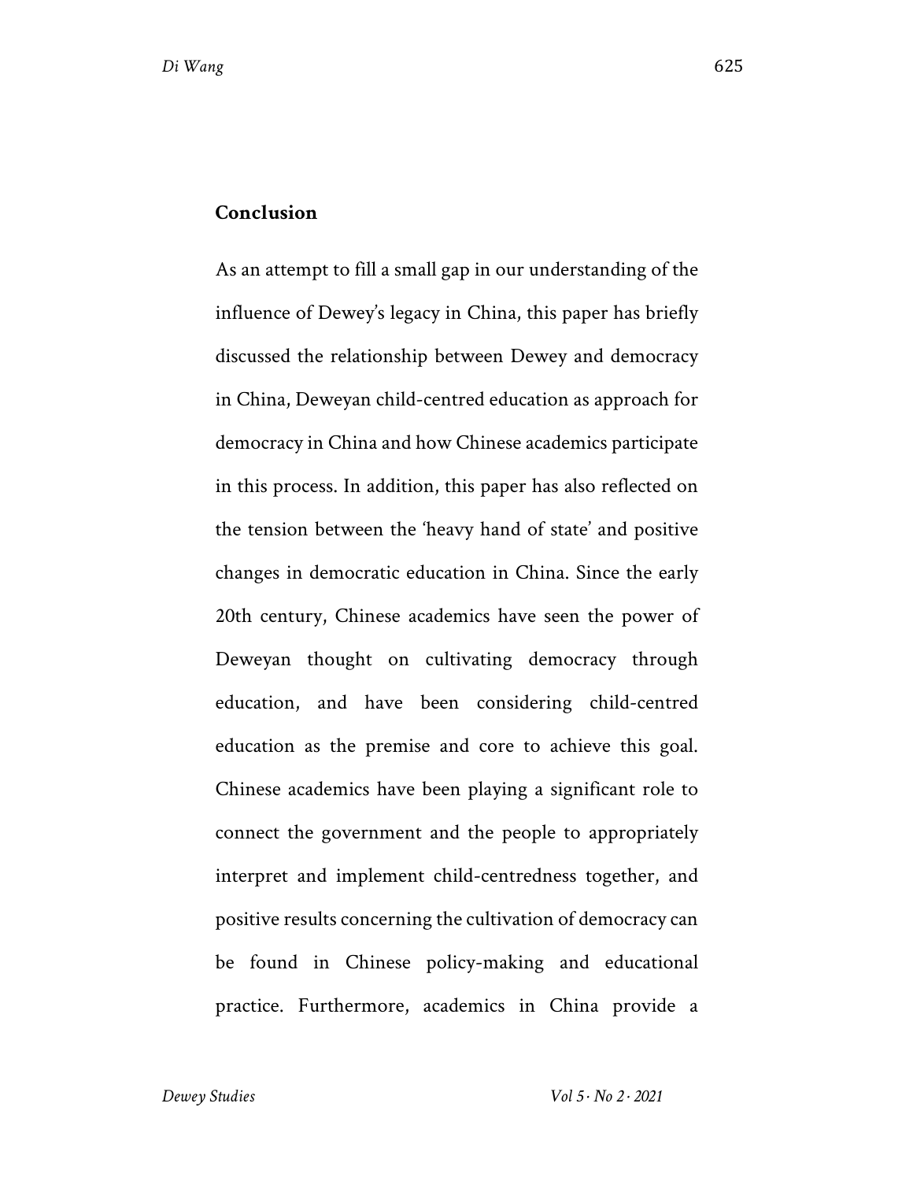## Conclusion

As an attempt to fill a small gap in our understanding of the influence of Dewey's legacy in China, this paper has briefly discussed the relationship between Dewey and democracy in China, Deweyan child-centred education as approach for democracy in China and how Chinese academics participate in this process. In addition, this paper has also reflected on the tension between the 'heavy hand of state' and positive changes in democratic education in China. Since the early 20th century, Chinese academics have seen the power of Deweyan thought on cultivating democracy through education, and have been considering child-centred education as the premise and core to achieve this goal. Chinese academics have been playing a significant role to connect the government and the people to appropriately interpret and implement child-centredness together, and positive results concerning the cultivation of democracy can be found in Chinese policy-making and educational practice. Furthermore, academics in China provide a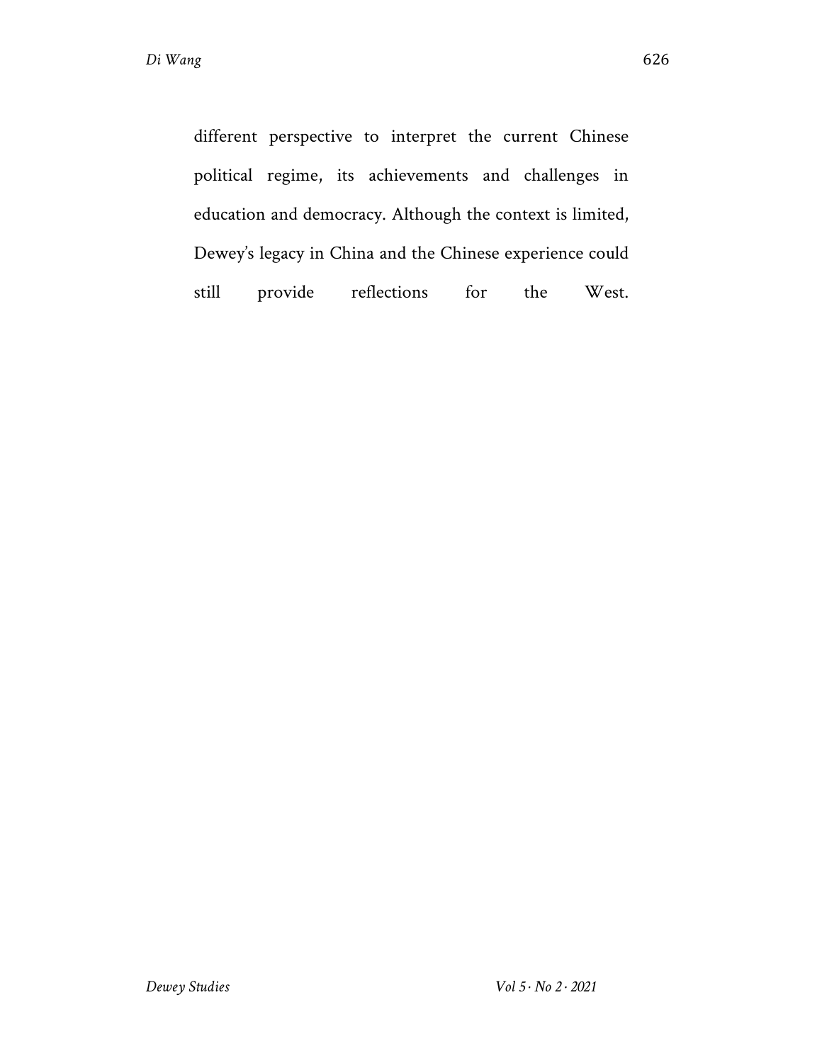different perspective to interpret the current Chinese political regime, its achievements and challenges in education and democracy. Although the context is limited, Dewey's legacy in China and the Chinese experience could still provide reflections for the West.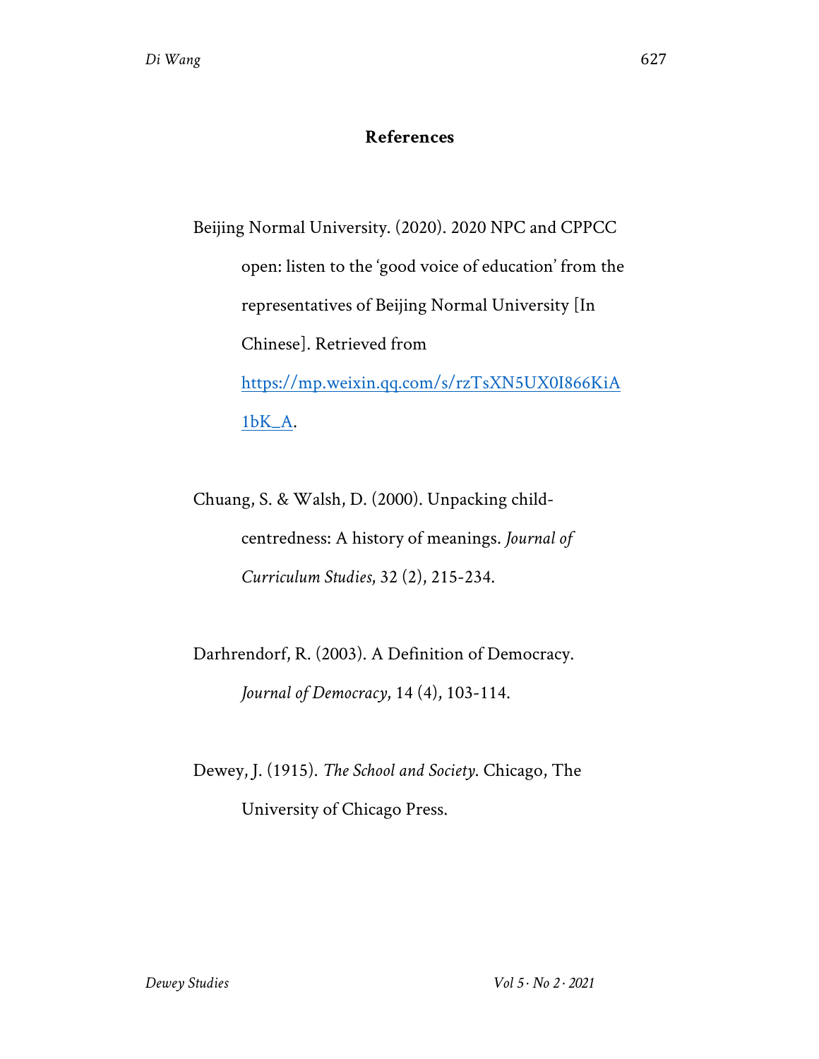## References

Beijing Normal University. (2020). 2020 NPC and CPPCC open: listen to the 'good voice of education' from the representatives of Beijing Normal University [In Chinese]. Retrieved from https://mp.weixin.qq.com/s/rzTsXN5UX0I866KiA1bK_A.

Chuang, S. & Walsh, D. (2000). Unpacking child-centredness: A history of meanings. *Journal of Curriculum Studies*, 32 (2), 215-234.

Darhrendorf, R. (2003). A Definition of Democracy. *Journal of Democracy*, 14 (4), 103-114.

Dewey, J. (1915). *The School and Society*. Chicago, The University of Chicago Press.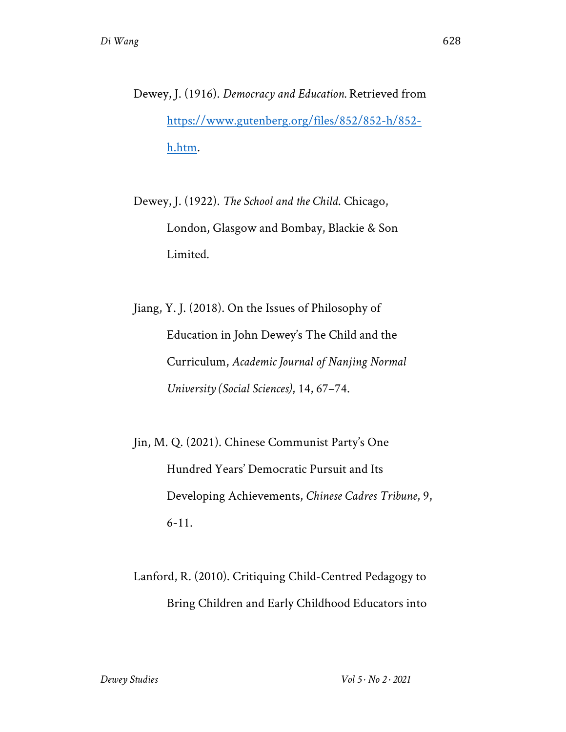Dewey, J. (1916). *Democracy and Education.* Retrieved from https://www.gutenberg.org/files/852/852-h/852-h.htm.

Dewey, J. (1922). *The School and the Child*. Chicago, London, Glasgow and Bombay, Blackie & Son Limited.

Jiang, Y. J. (2018). On the Issues of Philosophy of Education in John Dewey's The Child and the Curriculum, *Academic Journal of Nanjing Normal University (Social Sciences)*, 14, 67–74.

Jin, M. Q. (2021). Chinese Communist Party's One Hundred Years' Democratic Pursuit and Its Developing Achievements, *Chinese Cadres Tribune*, 9, 6-11.

Lanford, R. (2010). Critiquing Child-Centred Pedagogy to Bring Children and Early Childhood Educators into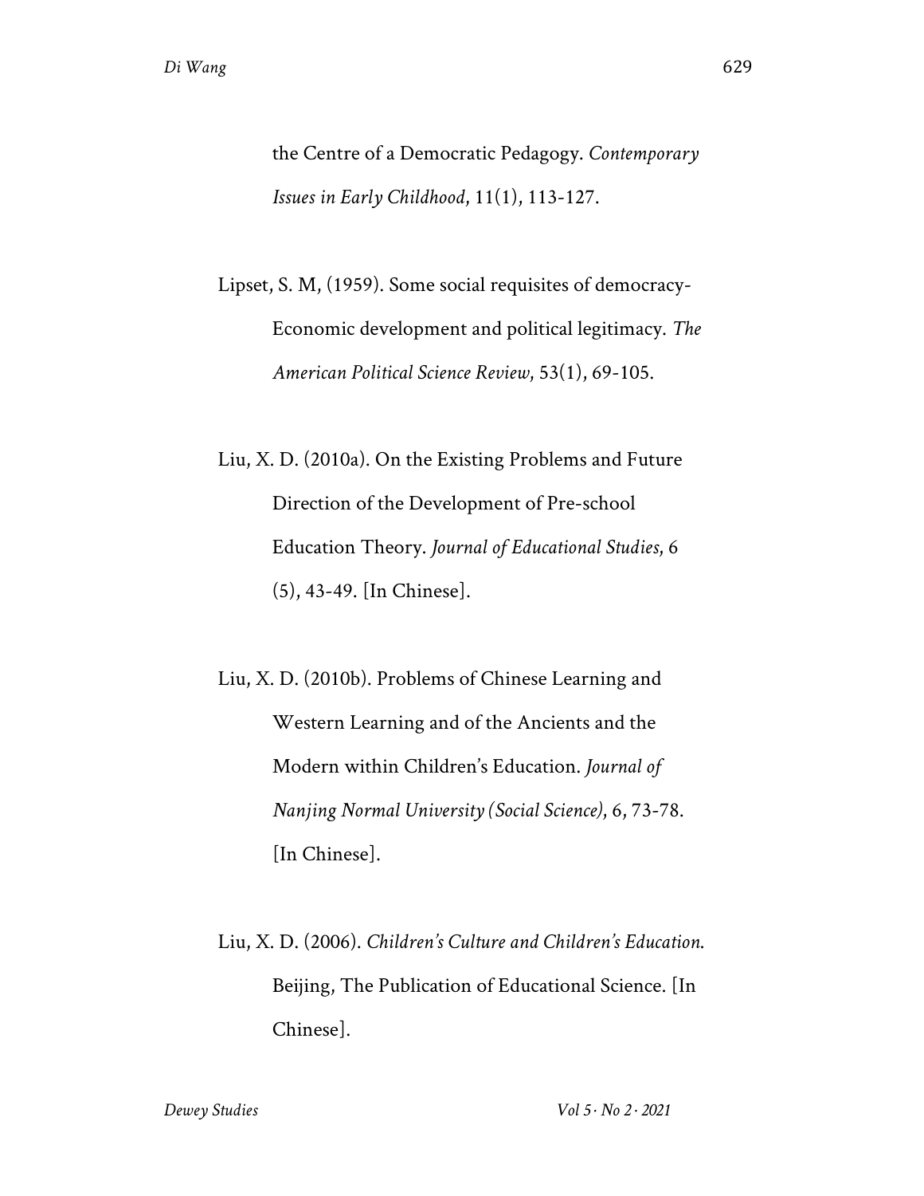the Centre of a Democratic Pedagogy. *Contemporary Issues in Early Childhood*, 11(1), 113-127.

Lipset, S. M, (1959). Some social requisites of democracy-Economic development and political legitimacy. *The American Political Science Review*, 53(1), 69-105.

Liu, X. D. (2010a). On the Existing Problems and Future Direction of the Development of Pre-school Education Theory. *Journal of Educational Studies*, 6 (5), 43-49. [In Chinese].

Liu, X. D. (2010b). Problems of Chinese Learning and Western Learning and of the Ancients and the Modern within Children's Education. *Journal of Nanjing Normal University (Social Science)*, 6, 73-78. [In Chinese].

Liu, X. D. (2006). *Children's Culture and Children's Education.* Beijing, The Publication of Educational Science. [In Chinese].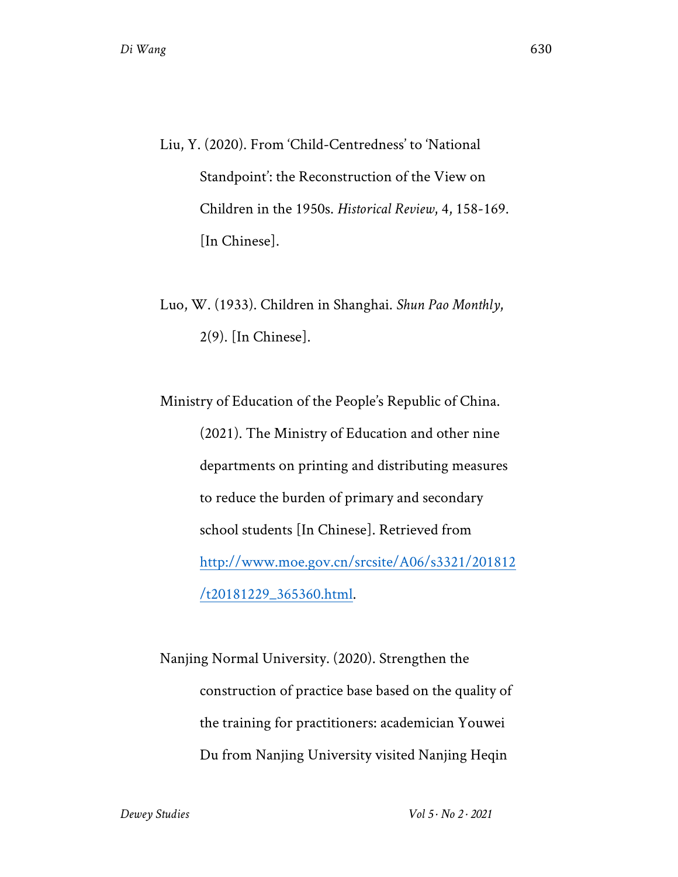Liu, Y. (2020). From 'Child-Centredness' to 'National Standpoint': the Reconstruction of the View on Children in the 1950s. *Historical Review*, 4, 158-169. [In Chinese].

Luo, W. (1933). Children in Shanghai. *Shun Pao Monthly*, 2(9). [In Chinese].

Ministry of Education of the People's Republic of China. (2021). The Ministry of Education and other nine departments on printing and distributing measures to reduce the burden of primary and secondary school students [In Chinese]. Retrieved from [http://www.moe.gov.cn/srcsite/A06/s3321/201812/t20181229_365360.html](http://www.moe.gov.cn/srcsite/A06/s3321/201812/t20181229_365360.html).

Nanjing Normal University. (2020). Strengthen the construction of practice base based on the quality of the training for practitioners: academician Youwei Du from Nanjing University visited Nanjing Heqin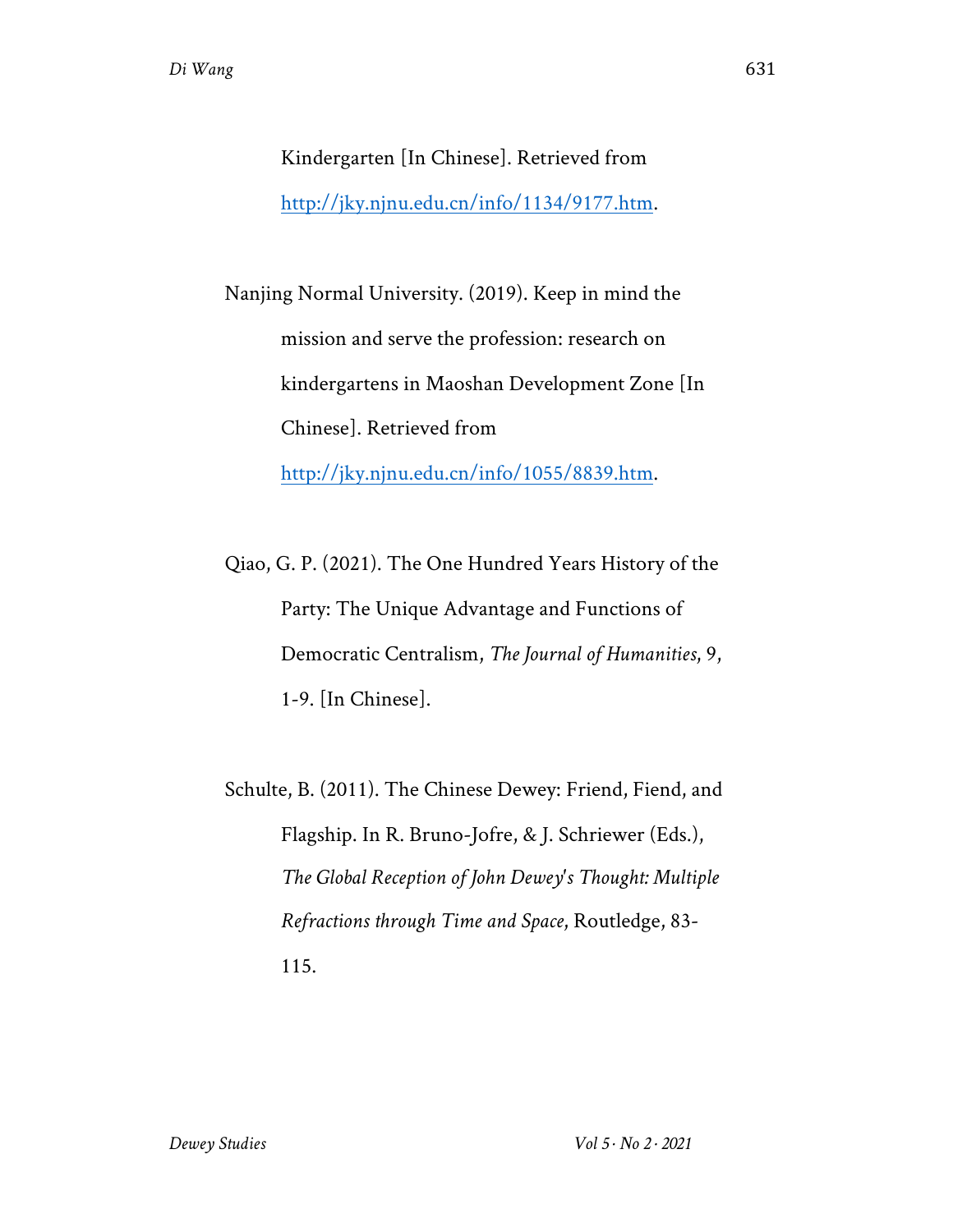Kindergarten [In Chinese]. Retrieved from http://jky.njnu.edu.cn/info/1134/9177.htm.

Nanjing Normal University. (2019). Keep in mind the mission and serve the profession: research on kindergartens in Maoshan Development Zone [In Chinese]. Retrieved from http://jky.njnu.edu.cn/info/1055/8839.htm.

Qiao, G. P. (2021). The One Hundred Years History of the Party: The Unique Advantage and Functions of Democratic Centralism, *The Journal of Humanities*, 9, 1-9. [In Chinese].

Schulte, B. (2011). The Chinese Dewey: Friend, Fiend, and Flagship. In R. Bruno-Jofre, & J. Schriewer (Eds.), *The Global Reception of John Dewey's Thought: Multiple Refractions through Time and Space*, Routledge, 83-115.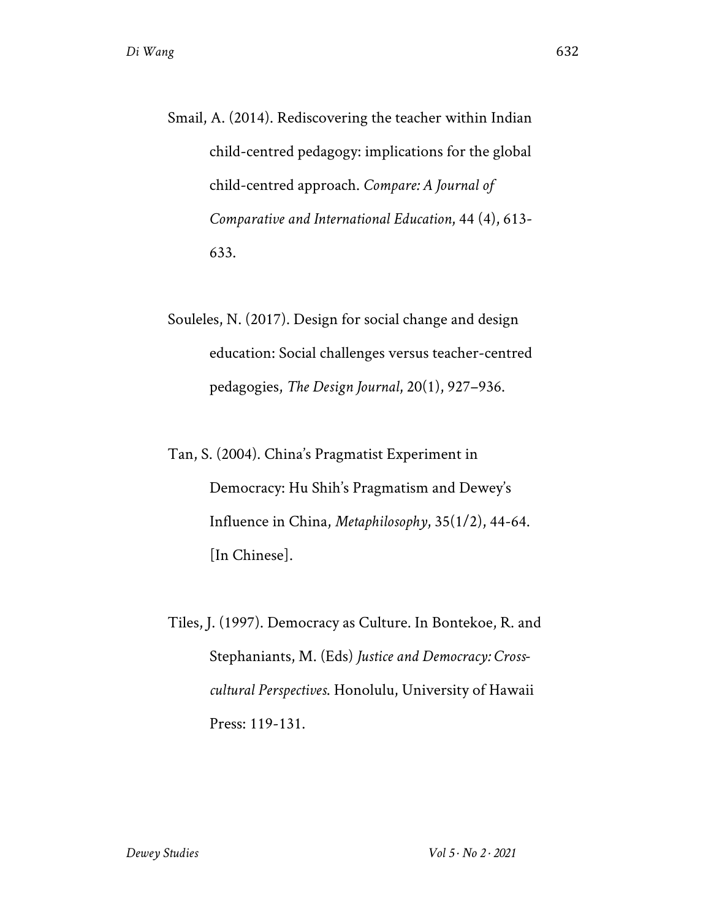Smail, A. (2014). Rediscovering the teacher within Indian child-centred pedagogy: implications for the global child-centred approach. *Compare: A Journal of Comparative and International Education*, 44 (4), 613-633.

Souleles, N. (2017). Design for social change and design education: Social challenges versus teacher-centred pedagogies, *The Design Journal*, 20(1), 927–936.

Tan, S. (2004). China's Pragmatist Experiment in Democracy: Hu Shih's Pragmatism and Dewey's Influence in China, *Metaphilosophy*, 35(1/2), 44-64. [In Chinese].

Tiles, J. (1997). Democracy as Culture. In Bontekoe, R. and Stephaniants, M. (Eds) *Justice and Democracy: Cross-cultural Perspectives*. Honolulu, University of Hawaii Press: 119-131.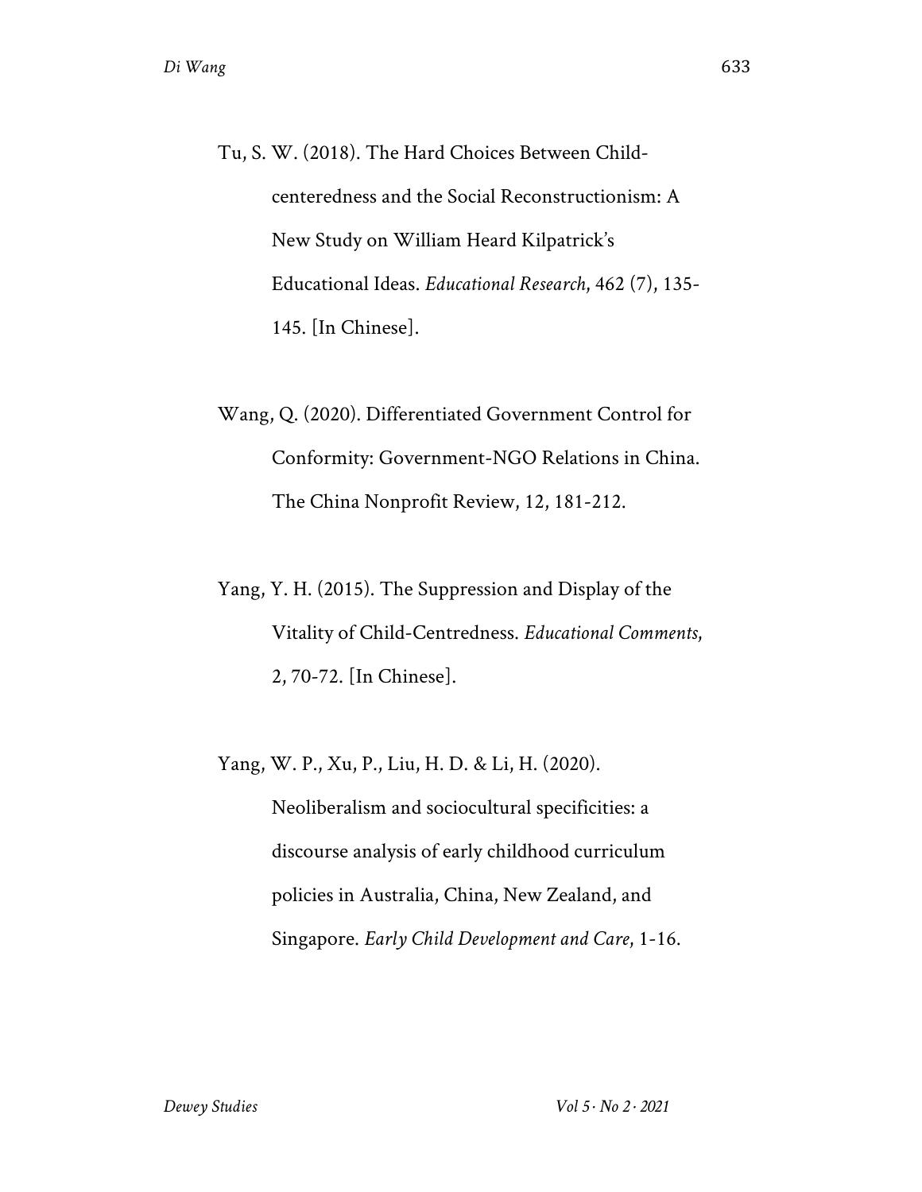Tu, S. W. (2018). The Hard Choices Between Child-centeredness and the Social Reconstructionism: A New Study on William Heard Kilpatrick's Educational Ideas. *Educational Research*, 462 (7), 135-145. [In Chinese].

Wang, Q. (2020). Differentiated Government Control for Conformity: Government-NGO Relations in China. The China Nonprofit Review, 12, 181-212.

Yang, Y. H. (2015). The Suppression and Display of the Vitality of Child-Centredness. *Educational Comments*, 2, 70-72. [In Chinese].

Yang, W. P., Xu, P., Liu, H. D. & Li, H. (2020). Neoliberalism and sociocultural specificities: a discourse analysis of early childhood curriculum policies in Australia, China, New Zealand, and Singapore. *Early Child Development and Care*, 1-16.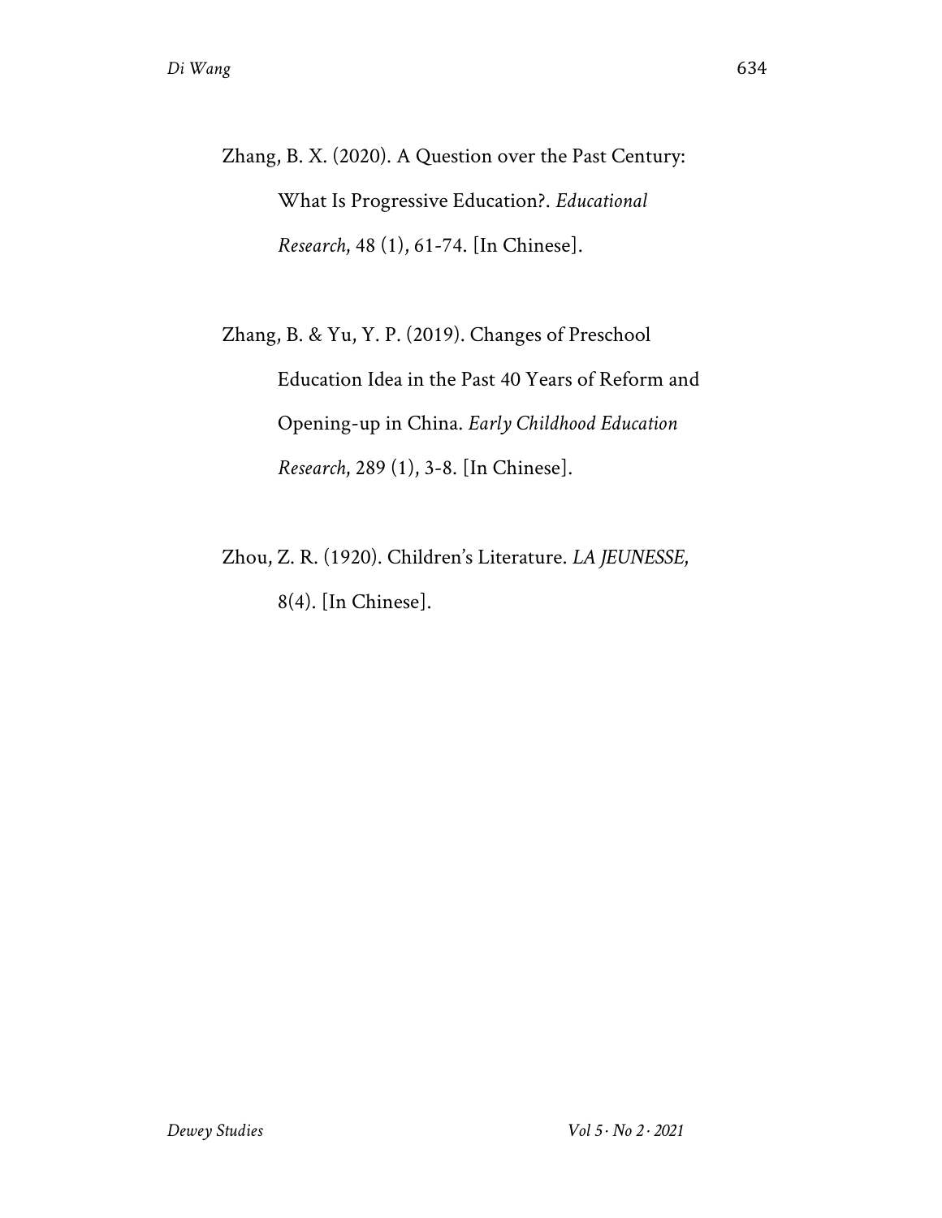Zhang, B. X. (2020). A Question over the Past Century: What Is Progressive Education?. *Educational Research*, 48 (1), 61-74. [In Chinese].

Zhang, B. & Yu, Y. P. (2019). Changes of Preschool Education Idea in the Past 40 Years of Reform and Opening-up in China. *Early Childhood Education Research*, 289 (1), 3-8. [In Chinese].

Zhou, Z. R. (1920). Children's Literature. *LA JEUNESSE,* 8(4). [In Chinese].